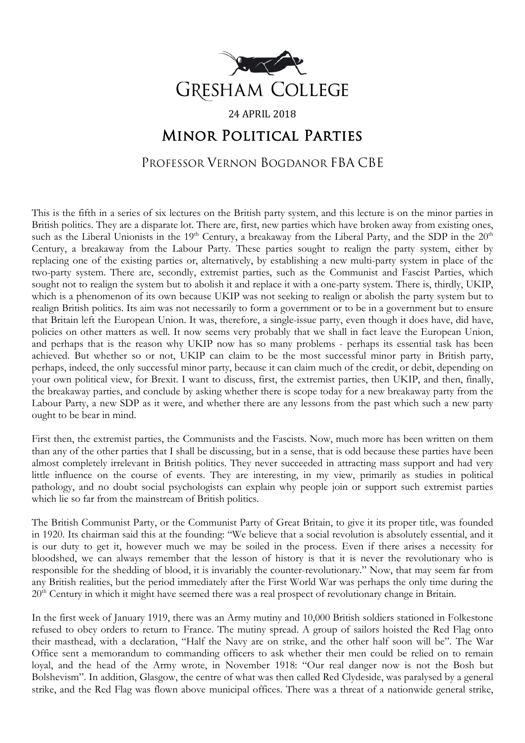# Gresham College

24 April 2018

# Minor Political Parties

## Professor Vernon Bogdanor FBA CBE

This is the fifth in a series of six lectures on the British party system, and this lecture is on the minor parties in British politics. They are a disparate lot. There are, first, new parties which have broken away from existing ones, such as the Liberal Unionists in the 19th Century, a breakaway from the Liberal Party, and the SDP in the 20th Century, a breakaway from the Labour Party. These parties sought to realign the party system, either by replacing one of the existing parties or, alternatively, by establishing a new multi-party system in place of the two-party system. There are, secondly, extremist parties, such as the Communist and Fascist Parties, which sought not to realign the system but to abolish it and replace it with a one-party system. There is, thirdly, UKIP, which is a phenomenon of its own because UKIP was not seeking to realign or abolish the party system but to realign British politics. Its aim was not necessarily to form a government or to be in a government but to ensure that Britain left the European Union. It was, therefore, a single-issue party, even though it does have, did have, policies on other matters as well. It now seems very probably that we shall in fact leave the European Union, and perhaps that is the reason why UKIP now has so many problems - perhaps its essential task has been achieved. But whether so or not, UKIP can claim to be the most successful minor party in British party, perhaps, indeed, the only successful minor party, because it can claim much of the credit, or debit, depending on your own political view, for Brexit. I want to discuss, first, the extremist parties, then UKIP, and then, finally, the breakaway parties, and conclude by asking whether there is scope today for a new breakaway party from the Labour Party, a new SDP as it were, and whether there are any lessons from the past which such a new party ought to be bear in mind.

First then, the extremist parties, the Communists and the Fascists. Now, much more has been written on them than any of the other parties that I shall be discussing, but in a sense, that is odd because these parties have been almost completely irrelevant in British politics. They never succeeded in attracting mass support and had very little influence on the course of events. They are interesting, in my view, primarily as studies in political pathology, and no doubt social psychologists can explain why people join or support such extremist parties which lie so far from the mainstream of British politics.

The British Communist Party, or the Communist Party of Great Britain, to give it its proper title, was founded in 1920. Its chairman said this at the founding: "We believe that a social revolution is absolutely essential, and it is our duty to get it, however much we may be soiled in the process. Even if there arises a necessity for bloodshed, we can always remember that the lesson of history is that it is never the revolutionary who is responsible for the shedding of blood, it is invariably the counter-revolutionary." Now, that may seem far from any British realities, but the period immediately after the First World War was perhaps the only time during the 20th Century in which it might have seemed there was a real prospect of revolutionary change in Britain.

In the first week of January 1919, there was an Army mutiny and 10,000 British soldiers stationed in Folkestone refused to obey orders to return to France. The mutiny spread. A group of sailors hoisted the Red Flag onto their masthead, with a declaration, "Half the Navy are on strike, and the other half soon will be". The War Office sent a memorandum to commanding officers to ask whether their men could be relied on to remain loyal, and the head of the Army wrote, in November 1918: "Our real danger now is not the Bosh but Bolshevism". In addition, Glasgow, the centre of what was then called Red Clydeside, was paralysed by a general strike, and the Red Flag was flown above municipal offices. There was a threat of a nationwide general strike,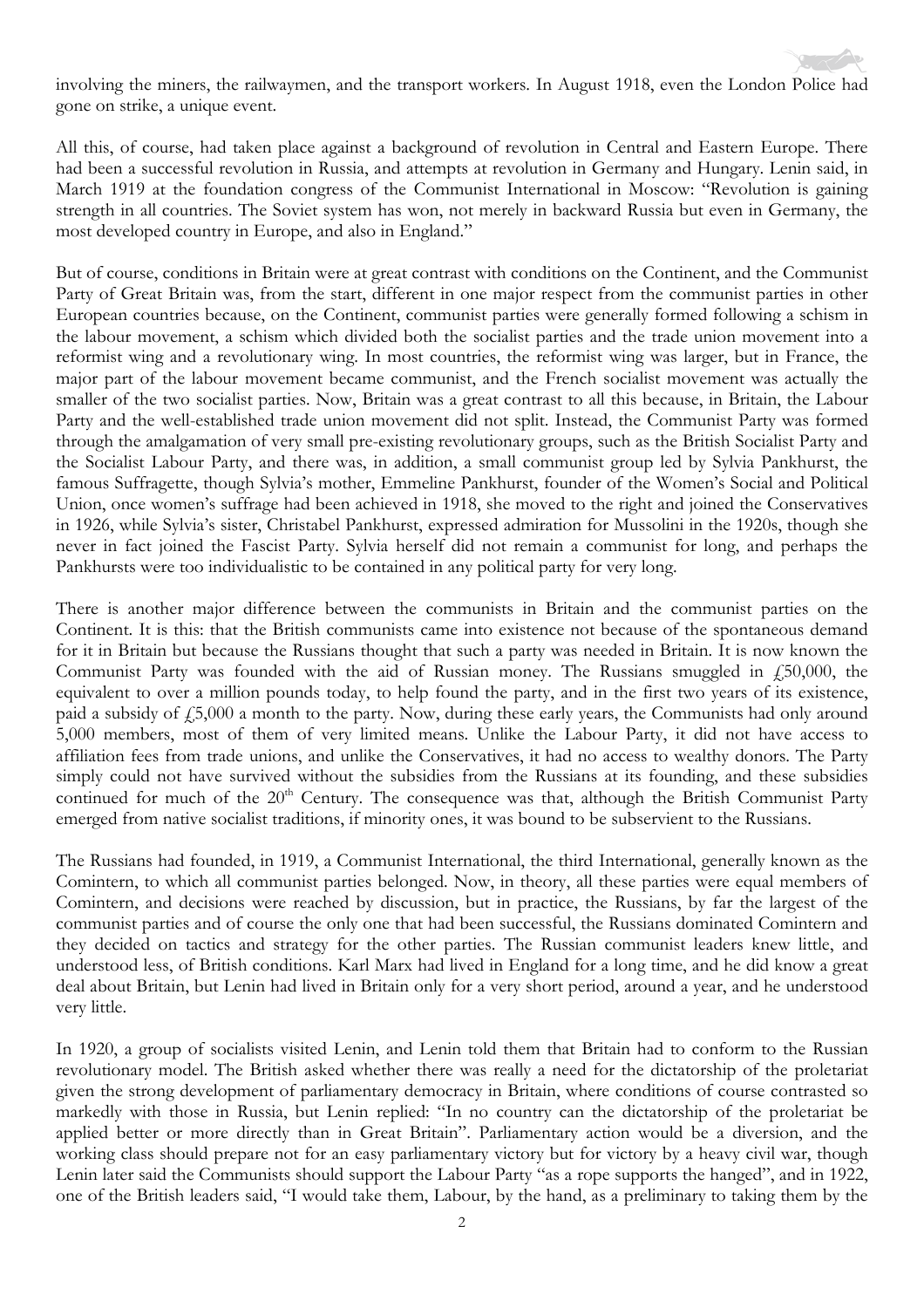involving the miners, the railwaymen, and the transport workers. In August 1918, even the London Police had gone on strike, a unique event.

All this, of course, had taken place against a background of revolution in Central and Eastern Europe. There had been a successful revolution in Russia, and attempts at revolution in Germany and Hungary. Lenin said, in March 1919 at the foundation congress of the Communist International in Moscow: "Revolution is gaining strength in all countries. The Soviet system has won, not merely in backward Russia but even in Germany, the most developed country in Europe, and also in England."

But of course, conditions in Britain were at great contrast with conditions on the Continent, and the Communist Party of Great Britain was, from the start, different in one major respect from the communist parties in other European countries because, on the Continent, communist parties were generally formed following a schism in the labour movement, a schism which divided both the socialist parties and the trade union movement into a reformist wing and a revolutionary wing. In most countries, the reformist wing was larger, but in France, the major part of the labour movement became communist, and the French socialist movement was actually the smaller of the two socialist parties. Now, Britain was a great contrast to all this because, in Britain, the Labour Party and the well-established trade union movement did not split. Instead, the Communist Party was formed through the amalgamation of very small pre-existing revolutionary groups, such as the British Socialist Party and the Socialist Labour Party, and there was, in addition, a small communist group led by Sylvia Pankhurst, the famous Suffragette, though Sylvia's mother, Emmeline Pankhurst, founder of the Women's Social and Political Union, once women's suffrage had been achieved in 1918, she moved to the right and joined the Conservatives in 1926, while Sylvia's sister, Christabel Pankhurst, expressed admiration for Mussolini in the 1920s, though she never in fact joined the Fascist Party. Sylvia herself did not remain a communist for long, and perhaps the Pankhursts were too individualistic to be contained in any political party for very long.

There is another major difference between the communists in Britain and the communist parties on the Continent. It is this: that the British communists came into existence not because of the spontaneous demand for it in Britain but because the Russians thought that such a party was needed in Britain. It is now known the Communist Party was founded with the aid of Russian money. The Russians smuggled in £50,000, the equivalent to over a million pounds today, to help found the party, and in the first two years of its existence, paid a subsidy of £5,000 a month to the party. Now, during these early years, the Communists had only around 5,000 members, most of them of very limited means. Unlike the Labour Party, it did not have access to affiliation fees from trade unions, and unlike the Conservatives, it had no access to wealthy donors. The Party simply could not have survived without the subsidies from the Russians at its founding, and these subsidies continued for much of the 20th Century. The consequence was that, although the British Communist Party emerged from native socialist traditions, if minority ones, it was bound to be subservient to the Russians.

The Russians had founded, in 1919, a Communist International, the third International, generally known as the Comintern, to which all communist parties belonged. Now, in theory, all these parties were equal members of Comintern, and decisions were reached by discussion, but in practice, the Russians, by far the largest of the communist parties and of course the only one that had been successful, the Russians dominated Comintern and they decided on tactics and strategy for the other parties. The Russian communist leaders knew little, and understood less, of British conditions. Karl Marx had lived in England for a long time, and he did know a great deal about Britain, but Lenin had lived in Britain only for a very short period, around a year, and he understood very little.

In 1920, a group of socialists visited Lenin, and Lenin told them that Britain had to conform to the Russian revolutionary model. The British asked whether there was really a need for the dictatorship of the proletariat given the strong development of parliamentary democracy in Britain, where conditions of course contrasted so markedly with those in Russia, but Lenin replied: "In no country can the dictatorship of the proletariat be applied better or more directly than in Great Britain". Parliamentary action would be a diversion, and the working class should prepare not for an easy parliamentary victory but for victory by a heavy civil war, though Lenin later said the Communists should support the Labour Party "as a rope supports the hanged", and in 1922, one of the British leaders said, "I would take them, Labour, by the hand, as a preliminary to taking them by the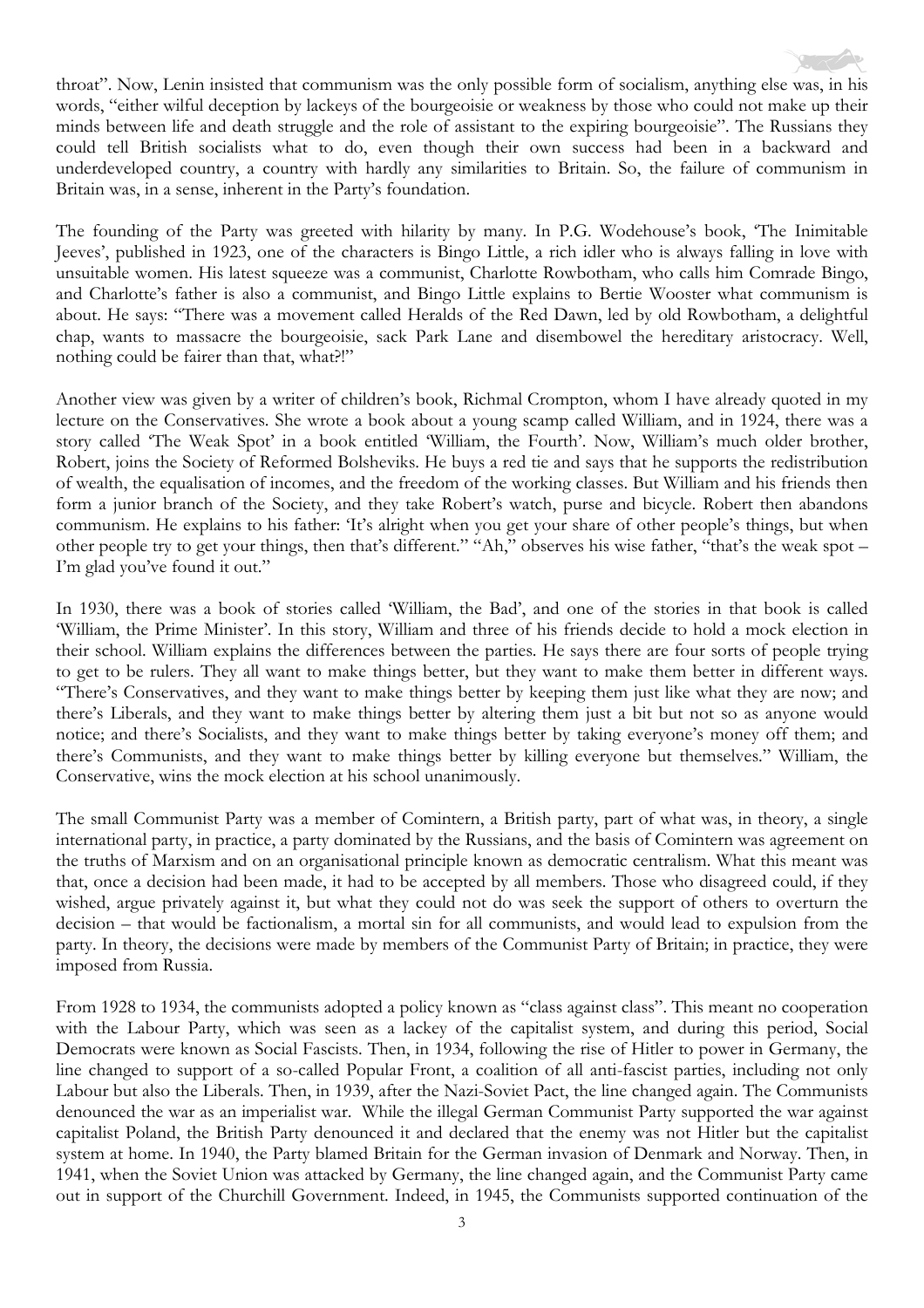throat". Now, Lenin insisted that communism was the only possible form of socialism, anything else was, in his words, "either wilful deception by lackeys of the bourgeoisie or weakness by those who could not make up their minds between life and death struggle and the role of assistant to the expiring bourgeoisie". The Russians they could tell British socialists what to do, even though their own success had been in a backward and underdeveloped country, a country with hardly any similarities to Britain. So, the failure of communism in Britain was, in a sense, inherent in the Party's foundation.

The founding of the Party was greeted with hilarity by many. In P.G. Wodehouse's book, 'The Inimitable Jeeves', published in 1923, one of the characters is Bingo Little, a rich idler who is always falling in love with unsuitable women. His latest squeeze was a communist, Charlotte Rowbotham, who calls him Comrade Bingo, and Charlotte's father is also a communist, and Bingo Little explains to Bertie Wooster what communism is about. He says: "There was a movement called Heralds of the Red Dawn, led by old Rowbotham, a delightful chap, wants to massacre the bourgeoisie, sack Park Lane and disembowel the hereditary aristocracy. Well, nothing could be fairer than that, what?!"

Another view was given by a writer of children's book, Richmal Crompton, whom I have already quoted in my lecture on the Conservatives. She wrote a book about a young scamp called William, and in 1924, there was a story called 'The Weak Spot' in a book entitled 'William, the Fourth'. Now, William's much older brother, Robert, joins the Society of Reformed Bolsheviks. He buys a red tie and says that he supports the redistribution of wealth, the equalisation of incomes, and the freedom of the working classes. But William and his friends then form a junior branch of the Society, and they take Robert's watch, purse and bicycle. Robert then abandons communism. He explains to his father: 'It's alright when you get your share of other people's things, but when other people try to get your things, then that's different." "Ah," observes his wise father, "that's the weak spot – I'm glad you've found it out."

In 1930, there was a book of stories called 'William, the Bad', and one of the stories in that book is called 'William, the Prime Minister'. In this story, William and three of his friends decide to hold a mock election in their school. William explains the differences between the parties. He says there are four sorts of people trying to get to be rulers. They all want to make things better, but they want to make them better in different ways. "There's Conservatives, and they want to make things better by keeping them just like what they are now; and there's Liberals, and they want to make things better by altering them just a bit but not so as anyone would notice; and there's Socialists, and they want to make things better by taking everyone's money off them; and there's Communists, and they want to make things better by killing everyone but themselves." William, the Conservative, wins the mock election at his school unanimously.

The small Communist Party was a member of Comintern, a British party, part of what was, in theory, a single international party, in practice, a party dominated by the Russians, and the basis of Comintern was agreement on the truths of Marxism and on an organisational principle known as democratic centralism. What this meant was that, once a decision had been made, it had to be accepted by all members. Those who disagreed could, if they wished, argue privately against it, but what they could not do was seek the support of others to overturn the decision – that would be factionalism, a mortal sin for all communists, and would lead to expulsion from the party. In theory, the decisions were made by members of the Communist Party of Britain; in practice, they were imposed from Russia.

From 1928 to 1934, the communists adopted a policy known as "class against class". This meant no cooperation with the Labour Party, which was seen as a lackey of the capitalist system, and during this period, Social Democrats were known as Social Fascists. Then, in 1934, following the rise of Hitler to power in Germany, the line changed to support of a so-called Popular Front, a coalition of all anti-fascist parties, including not only Labour but also the Liberals. Then, in 1939, after the Nazi-Soviet Pact, the line changed again. The Communists denounced the war as an imperialist war. While the illegal German Communist Party supported the war against capitalist Poland, the British Party denounced it and declared that the enemy was not Hitler but the capitalist system at home. In 1940, the Party blamed Britain for the German invasion of Denmark and Norway. Then, in 1941, when the Soviet Union was attacked by Germany, the line changed again, and the Communist Party came out in support of the Churchill Government. Indeed, in 1945, the Communists supported continuation of the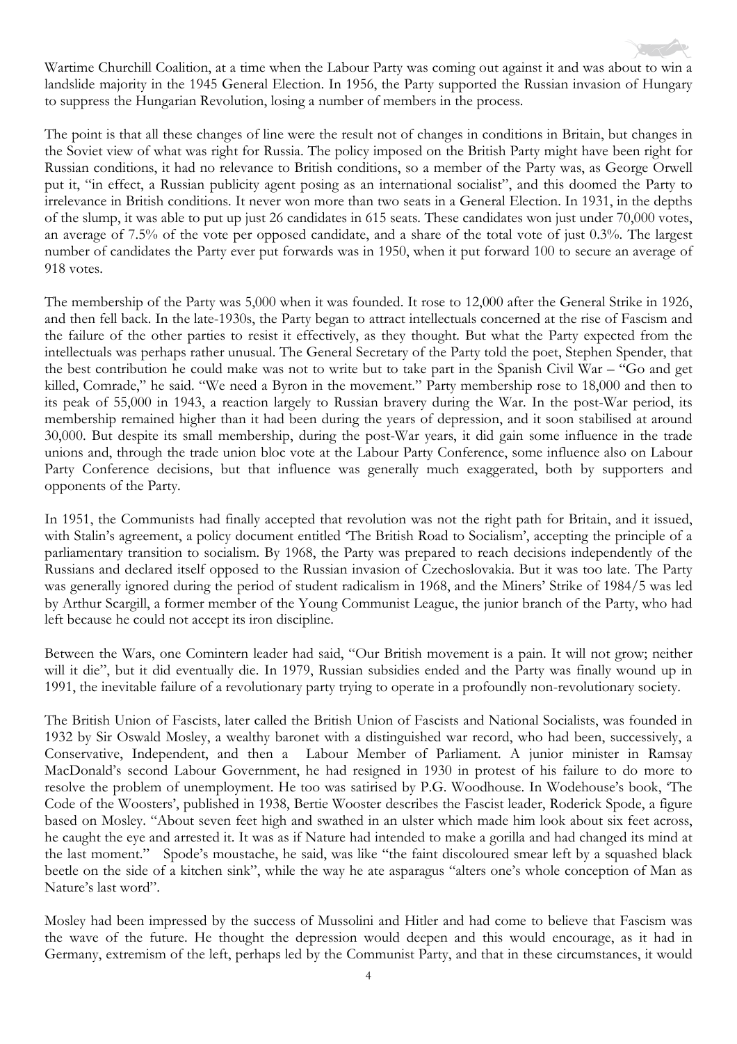Wartime Churchill Coalition, at a time when the Labour Party was coming out against it and was about to win a landslide majority in the 1945 General Election. In 1956, the Party supported the Russian invasion of Hungary to suppress the Hungarian Revolution, losing a number of members in the process.

The point is that all these changes of line were the result not of changes in conditions in Britain, but changes in the Soviet view of what was right for Russia. The policy imposed on the British Party might have been right for Russian conditions, it had no relevance to British conditions, so a member of the Party was, as George Orwell put it, "in effect, a Russian publicity agent posing as an international socialist", and this doomed the Party to irrelevance in British conditions. It never won more than two seats in a General Election. In 1931, in the depths of the slump, it was able to put up just 26 candidates in 615 seats. These candidates won just under 70,000 votes, an average of 7.5% of the vote per opposed candidate, and a share of the total vote of just 0.3%. The largest number of candidates the Party ever put forwards was in 1950, when it put forward 100 to secure an average of 918 votes.

The membership of the Party was 5,000 when it was founded. It rose to 12,000 after the General Strike in 1926, and then fell back. In the late-1930s, the Party began to attract intellectuals concerned at the rise of Fascism and the failure of the other parties to resist it effectively, as they thought. But what the Party expected from the intellectuals was perhaps rather unusual. The General Secretary of the Party told the poet, Stephen Spender, that the best contribution he could make was not to write but to take part in the Spanish Civil War – "Go and get killed, Comrade," he said. "We need a Byron in the movement." Party membership rose to 18,000 and then to its peak of 55,000 in 1943, a reaction largely to Russian bravery during the War. In the post-War period, its membership remained higher than it had been during the years of depression, and it soon stabilised at around 30,000. But despite its small membership, during the post-War years, it did gain some influence in the trade unions and, through the trade union bloc vote at the Labour Party Conference, some influence also on Labour Party Conference decisions, but that influence was generally much exaggerated, both by supporters and opponents of the Party.

In 1951, the Communists had finally accepted that revolution was not the right path for Britain, and it issued, with Stalin's agreement, a policy document entitled 'The British Road to Socialism', accepting the principle of a parliamentary transition to socialism. By 1968, the Party was prepared to reach decisions independently of the Russians and declared itself opposed to the Russian invasion of Czechoslovakia. But it was too late. The Party was generally ignored during the period of student radicalism in 1968, and the Miners' Strike of 1984/5 was led by Arthur Scargill, a former member of the Young Communist League, the junior branch of the Party, who had left because he could not accept its iron discipline.

Between the Wars, one Comintern leader had said, "Our British movement is a pain. It will not grow; neither will it die", but it did eventually die. In 1979, Russian subsidies ended and the Party was finally wound up in 1991, the inevitable failure of a revolutionary party trying to operate in a profoundly non-revolutionary society.

The British Union of Fascists, later called the British Union of Fascists and National Socialists, was founded in 1932 by Sir Oswald Mosley, a wealthy baronet with a distinguished war record, who had been, successively, a Conservative, Independent, and then a Labour Member of Parliament. A junior minister in Ramsay MacDonald's second Labour Government, he had resigned in 1930 in protest of his failure to do more to resolve the problem of unemployment. He too was satirised by P.G. Woodhouse. In Wodehouse's book, 'The Code of the Woosters', published in 1938, Bertie Wooster describes the Fascist leader, Roderick Spode, a figure based on Mosley. "About seven feet high and swathed in an ulster which made him look about six feet across, he caught the eye and arrested it. It was as if Nature had intended to make a gorilla and had changed its mind at the last moment." Spode's moustache, he said, was like "the faint discoloured smear left by a squashed black beetle on the side of a kitchen sink", while the way he ate asparagus "alters one's whole conception of Man as Nature's last word".

Mosley had been impressed by the success of Mussolini and Hitler and had come to believe that Fascism was the wave of the future. He thought the depression would deepen and this would encourage, as it had in Germany, extremism of the left, perhaps led by the Communist Party, and that in these circumstances, it would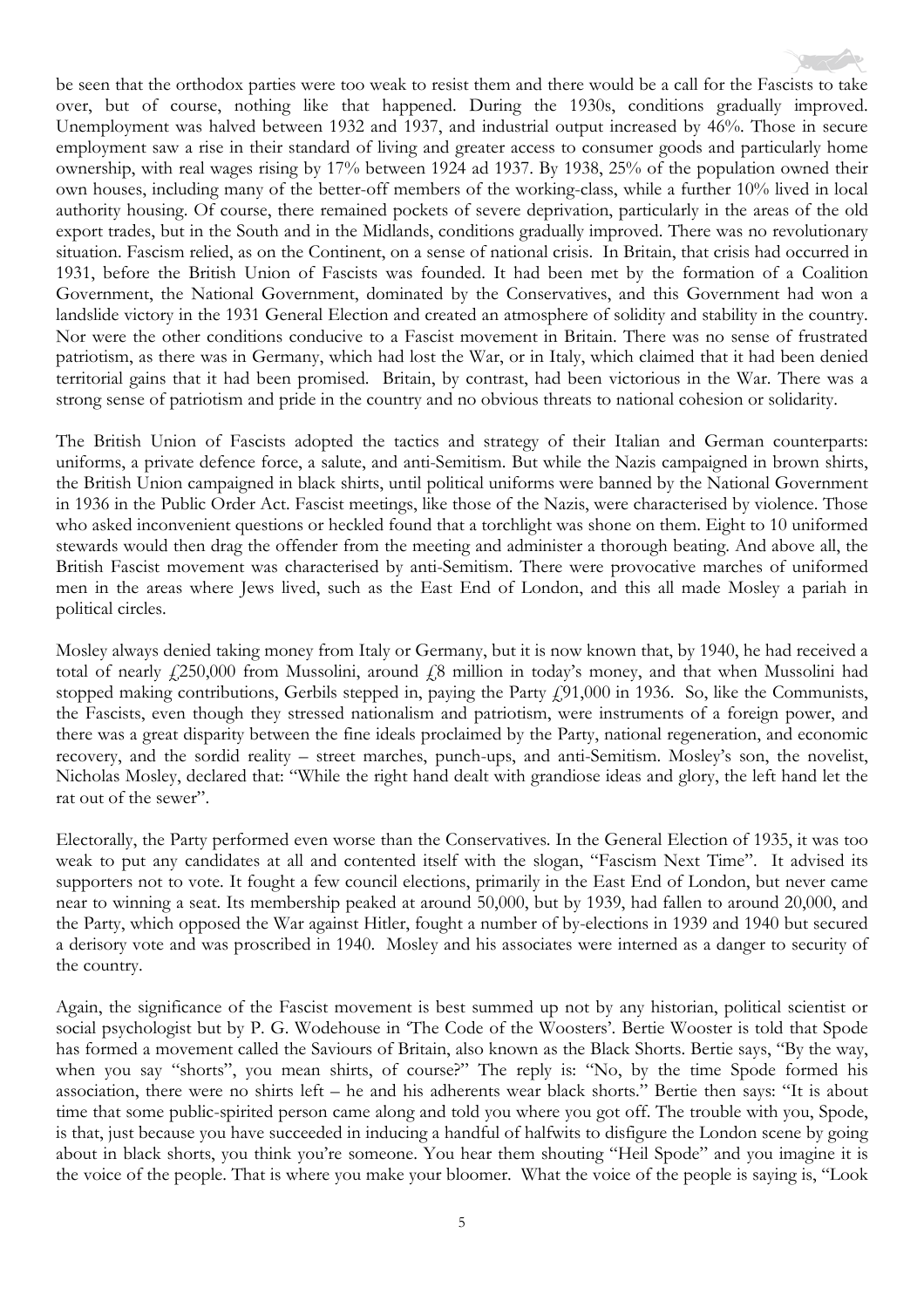be seen that the orthodox parties were too weak to resist them and there would be a call for the Fascists to take over, but of course, nothing like that happened. During the 1930s, conditions gradually improved. Unemployment was halved between 1932 and 1937, and industrial output increased by 46%. Those in secure employment saw a rise in their standard of living and greater access to consumer goods and particularly home ownership, with real wages rising by 17% between 1924 ad 1937. By 1938, 25% of the population owned their own houses, including many of the better-off members of the working-class, while a further 10% lived in local authority housing. Of course, there remained pockets of severe deprivation, particularly in the areas of the old export trades, but in the South and in the Midlands, conditions gradually improved. There was no revolutionary situation. Fascism relied, as on the Continent, on a sense of national crisis. In Britain, that crisis had occurred in 1931, before the British Union of Fascists was founded. It had been met by the formation of a Coalition Government, the National Government, dominated by the Conservatives, and this Government had won a landslide victory in the 1931 General Election and created an atmosphere of solidity and stability in the country. Nor were the other conditions conducive to a Fascist movement in Britain. There was no sense of frustrated patriotism, as there was in Germany, which had lost the War, or in Italy, which claimed that it had been denied territorial gains that it had been promised. Britain, by contrast, had been victorious in the War. There was a strong sense of patriotism and pride in the country and no obvious threats to national cohesion or solidarity.

The British Union of Fascists adopted the tactics and strategy of their Italian and German counterparts: uniforms, a private defence force, a salute, and anti-Semitism. But while the Nazis campaigned in brown shirts, the British Union campaigned in black shirts, until political uniforms were banned by the National Government in 1936 in the Public Order Act. Fascist meetings, like those of the Nazis, were characterised by violence. Those who asked inconvenient questions or heckled found that a torchlight was shone on them. Eight to 10 uniformed stewards would then drag the offender from the meeting and administer a thorough beating. And above all, the British Fascist movement was characterised by anti-Semitism. There were provocative marches of uniformed men in the areas where Jews lived, such as the East End of London, and this all made Mosley a pariah in political circles.

Mosley always denied taking money from Italy or Germany, but it is now known that, by 1940, he had received a total of nearly £250,000 from Mussolini, around £8 million in today's money, and that when Mussolini had stopped making contributions, Gerbils stepped in, paying the Party £91,000 in 1936. So, like the Communists, the Fascists, even though they stressed nationalism and patriotism, were instruments of a foreign power, and there was a great disparity between the fine ideals proclaimed by the Party, national regeneration, and economic recovery, and the sordid reality – street marches, punch-ups, and anti-Semitism. Mosley's son, the novelist, Nicholas Mosley, declared that: "While the right hand dealt with grandiose ideas and glory, the left hand let the rat out of the sewer".

Electorally, the Party performed even worse than the Conservatives. In the General Election of 1935, it was too weak to put any candidates at all and contented itself with the slogan, "Fascism Next Time". It advised its supporters not to vote. It fought a few council elections, primarily in the East End of London, but never came near to winning a seat. Its membership peaked at around 50,000, but by 1939, had fallen to around 20,000, and the Party, which opposed the War against Hitler, fought a number of by-elections in 1939 and 1940 but secured a derisory vote and was proscribed in 1940. Mosley and his associates were interned as a danger to security of the country.

Again, the significance of the Fascist movement is best summed up not by any historian, political scientist or social psychologist but by P. G. Wodehouse in 'The Code of the Woosters'. Bertie Wooster is told that Spode has formed a movement called the Saviours of Britain, also known as the Black Shorts. Bertie says, "By the way, when you say "shorts", you mean shirts, of course?" The reply is: "No, by the time Spode formed his association, there were no shirts left – he and his adherents wear black shorts." Bertie then says: "It is about time that some public-spirited person came along and told you where you got off. The trouble with you, Spode, is that, just because you have succeeded in inducing a handful of halfwits to disfigure the London scene by going about in black shorts, you think you're someone. You hear them shouting "Heil Spode" and you imagine it is the voice of the people. That is where you make your bloomer. What the voice of the people is saying is, "Look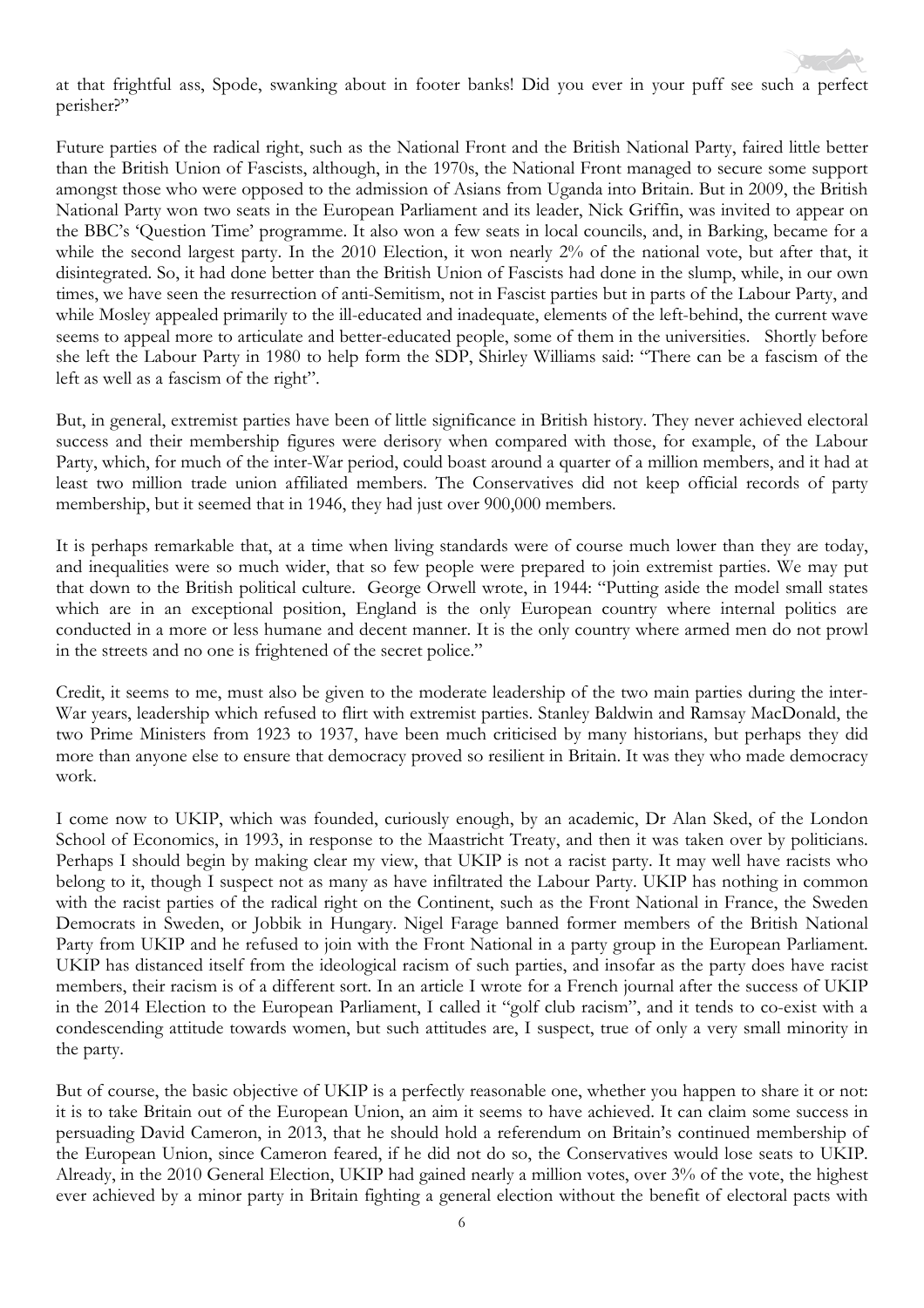at that frightful ass, Spode, swanking about in footer banks! Did you ever in your puff see such a perfect perisher?"

Future parties of the radical right, such as the National Front and the British National Party, faired little better than the British Union of Fascists, although, in the 1970s, the National Front managed to secure some support amongst those who were opposed to the admission of Asians from Uganda into Britain. But in 2009, the British National Party won two seats in the European Parliament and its leader, Nick Griffin, was invited to appear on the BBC's 'Question Time' programme. It also won a few seats in local councils, and, in Barking, became for a while the second largest party. In the 2010 Election, it won nearly 2% of the national vote, but after that, it disintegrated. So, it had done better than the British Union of Fascists had done in the slump, while, in our own times, we have seen the resurrection of anti-Semitism, not in Fascist parties but in parts of the Labour Party, and while Mosley appealed primarily to the ill-educated and inadequate, elements of the left-behind, the current wave seems to appeal more to articulate and better-educated people, some of them in the universities. Shortly before she left the Labour Party in 1980 to help form the SDP, Shirley Williams said: "There can be a fascism of the left as well as a fascism of the right".

But, in general, extremist parties have been of little significance in British history. They never achieved electoral success and their membership figures were derisory when compared with those, for example, of the Labour Party, which, for much of the inter-War period, could boast around a quarter of a million members, and it had at least two million trade union affiliated members. The Conservatives did not keep official records of party membership, but it seemed that in 1946, they had just over 900,000 members.

It is perhaps remarkable that, at a time when living standards were of course much lower than they are today, and inequalities were so much wider, that so few people were prepared to join extremist parties. We may put that down to the British political culture. George Orwell wrote, in 1944: "Putting aside the model small states which are in an exceptional position, England is the only European country where internal politics are conducted in a more or less humane and decent manner. It is the only country where armed men do not prowl in the streets and no one is frightened of the secret police."

Credit, it seems to me, must also be given to the moderate leadership of the two main parties during the inter-War years, leadership which refused to flirt with extremist parties. Stanley Baldwin and Ramsay MacDonald, the two Prime Ministers from 1923 to 1937, have been much criticised by many historians, but perhaps they did more than anyone else to ensure that democracy proved so resilient in Britain. It was they who made democracy work.

I come now to UKIP, which was founded, curiously enough, by an academic, Dr Alan Sked, of the London School of Economics, in 1993, in response to the Maastricht Treaty, and then it was taken over by politicians. Perhaps I should begin by making clear my view, that UKIP is not a racist party. It may well have racists who belong to it, though I suspect not as many as have infiltrated the Labour Party. UKIP has nothing in common with the racist parties of the radical right on the Continent, such as the Front National in France, the Sweden Democrats in Sweden, or Jobbik in Hungary. Nigel Farage banned former members of the British National Party from UKIP and he refused to join with the Front National in a party group in the European Parliament. UKIP has distanced itself from the ideological racism of such parties, and insofar as the party does have racist members, their racism is of a different sort. In an article I wrote for a French journal after the success of UKIP in the 2014 Election to the European Parliament, I called it "golf club racism", and it tends to co-exist with a condescending attitude towards women, but such attitudes are, I suspect, true of only a very small minority in the party.

But of course, the basic objective of UKIP is a perfectly reasonable one, whether you happen to share it or not: it is to take Britain out of the European Union, an aim it seems to have achieved. It can claim some success in persuading David Cameron, in 2013, that he should hold a referendum on Britain's continued membership of the European Union, since Cameron feared, if he did not do so, the Conservatives would lose seats to UKIP. Already, in the 2010 General Election, UKIP had gained nearly a million votes, over 3% of the vote, the highest ever achieved by a minor party in Britain fighting a general election without the benefit of electoral pacts with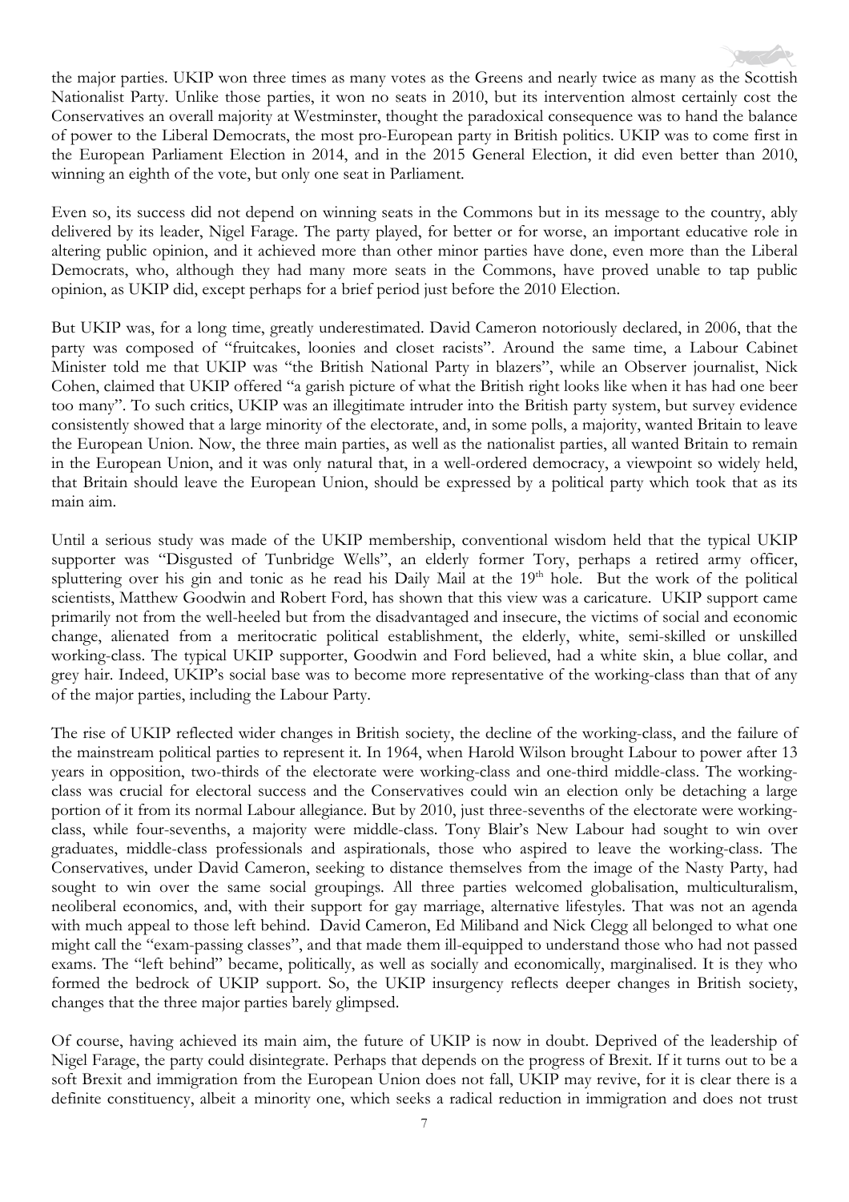the major parties. UKIP won three times as many votes as the Greens and nearly twice as many as the Scottish Nationalist Party. Unlike those parties, it won no seats in 2010, but its intervention almost certainly cost the Conservatives an overall majority at Westminster, thought the paradoxical consequence was to hand the balance of power to the Liberal Democrats, the most pro-European party in British politics. UKIP was to come first in the European Parliament Election in 2014, and in the 2015 General Election, it did even better than 2010, winning an eighth of the vote, but only one seat in Parliament.

Even so, its success did not depend on winning seats in the Commons but in its message to the country, ably delivered by its leader, Nigel Farage. The party played, for better or for worse, an important educative role in altering public opinion, and it achieved more than other minor parties have done, even more than the Liberal Democrats, who, although they had many more seats in the Commons, have proved unable to tap public opinion, as UKIP did, except perhaps for a brief period just before the 2010 Election.

But UKIP was, for a long time, greatly underestimated. David Cameron notoriously declared, in 2006, that the party was composed of "fruitcakes, loonies and closet racists". Around the same time, a Labour Cabinet Minister told me that UKIP was "the British National Party in blazers", while an Observer journalist, Nick Cohen, claimed that UKIP offered "a garish picture of what the British right looks like when it has had one beer too many". To such critics, UKIP was an illegitimate intruder into the British party system, but survey evidence consistently showed that a large minority of the electorate, and, in some polls, a majority, wanted Britain to leave the European Union. Now, the three main parties, as well as the nationalist parties, all wanted Britain to remain in the European Union, and it was only natural that, in a well-ordered democracy, a viewpoint so widely held, that Britain should leave the European Union, should be expressed by a political party which took that as its main aim.

Until a serious study was made of the UKIP membership, conventional wisdom held that the typical UKIP supporter was "Disgusted of Tunbridge Wells", an elderly former Tory, perhaps a retired army officer, spluttering over his gin and tonic as he read his Daily Mail at the 19th hole. But the work of the political scientists, Matthew Goodwin and Robert Ford, has shown that this view was a caricature. UKIP support came primarily not from the well-heeled but from the disadvantaged and insecure, the victims of social and economic change, alienated from a meritocratic political establishment, the elderly, white, semi-skilled or unskilled working-class. The typical UKIP supporter, Goodwin and Ford believed, had a white skin, a blue collar, and grey hair. Indeed, UKIP's social base was to become more representative of the working-class than that of any of the major parties, including the Labour Party.

The rise of UKIP reflected wider changes in British society, the decline of the working-class, and the failure of the mainstream political parties to represent it. In 1964, when Harold Wilson brought Labour to power after 13 years in opposition, two-thirds of the electorate were working-class and one-third middle-class. The working-class was crucial for electoral success and the Conservatives could win an election only be detaching a large portion of it from its normal Labour allegiance. But by 2010, just three-sevenths of the electorate were working-class, while four-sevenths, a majority were middle-class. Tony Blair's New Labour had sought to win over graduates, middle-class professionals and aspirationals, those who aspired to leave the working-class. The Conservatives, under David Cameron, seeking to distance themselves from the image of the Nasty Party, had sought to win over the same social groupings. All three parties welcomed globalisation, multiculturalism, neoliberal economics, and, with their support for gay marriage, alternative lifestyles. That was not an agenda with much appeal to those left behind. David Cameron, Ed Miliband and Nick Clegg all belonged to what one might call the "exam-passing classes", and that made them ill-equipped to understand those who had not passed exams. The "left behind" became, politically, as well as socially and economically, marginalised. It is they who formed the bedrock of UKIP support. So, the UKIP insurgency reflects deeper changes in British society, changes that the three major parties barely glimpsed.

Of course, having achieved its main aim, the future of UKIP is now in doubt. Deprived of the leadership of Nigel Farage, the party could disintegrate. Perhaps that depends on the progress of Brexit. If it turns out to be a soft Brexit and immigration from the European Union does not fall, UKIP may revive, for it is clear there is a definite constituency, albeit a minority one, which seeks a radical reduction in immigration and does not trust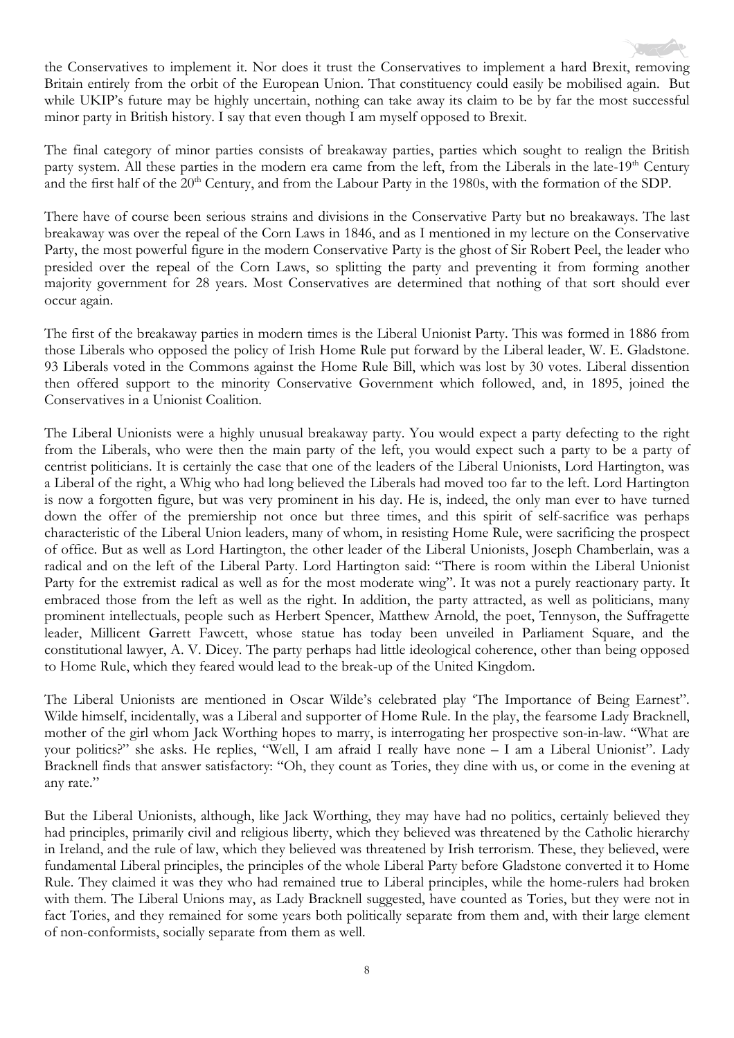the Conservatives to implement it. Nor does it trust the Conservatives to implement a hard Brexit, removing Britain entirely from the orbit of the European Union. That constituency could easily be mobilised again. But while UKIP's future may be highly uncertain, nothing can take away its claim to be by far the most successful minor party in British history. I say that even though I am myself opposed to Brexit.

The final category of minor parties consists of breakaway parties, parties which sought to realign the British party system. All these parties in the modern era came from the left, from the Liberals in the late-19th Century and the first half of the 20th Century, and from the Labour Party in the 1980s, with the formation of the SDP.

There have of course been serious strains and divisions in the Conservative Party but no breakaways. The last breakaway was over the repeal of the Corn Laws in 1846, and as I mentioned in my lecture on the Conservative Party, the most powerful figure in the modern Conservative Party is the ghost of Sir Robert Peel, the leader who presided over the repeal of the Corn Laws, so splitting the party and preventing it from forming another majority government for 28 years. Most Conservatives are determined that nothing of that sort should ever occur again.

The first of the breakaway parties in modern times is the Liberal Unionist Party. This was formed in 1886 from those Liberals who opposed the policy of Irish Home Rule put forward by the Liberal leader, W. E. Gladstone. 93 Liberals voted in the Commons against the Home Rule Bill, which was lost by 30 votes. Liberal dissention then offered support to the minority Conservative Government which followed, and, in 1895, joined the Conservatives in a Unionist Coalition.

The Liberal Unionists were a highly unusual breakaway party. You would expect a party defecting to the right from the Liberals, who were then the main party of the left, you would expect such a party to be a party of centrist politicians. It is certainly the case that one of the leaders of the Liberal Unionists, Lord Hartington, was a Liberal of the right, a Whig who had long believed the Liberals had moved too far to the left. Lord Hartington is now a forgotten figure, but was very prominent in his day. He is, indeed, the only man ever to have turned down the offer of the premiership not once but three times, and this spirit of self-sacrifice was perhaps characteristic of the Liberal Union leaders, many of whom, in resisting Home Rule, were sacrificing the prospect of office. But as well as Lord Hartington, the other leader of the Liberal Unionists, Joseph Chamberlain, was a radical and on the left of the Liberal Party. Lord Hartington said: "There is room within the Liberal Unionist Party for the extremist radical as well as for the most moderate wing". It was not a purely reactionary party. It embraced those from the left as well as the right. In addition, the party attracted, as well as politicians, many prominent intellectuals, people such as Herbert Spencer, Matthew Arnold, the poet, Tennyson, the Suffragette leader, Millicent Garrett Fawcett, whose statue has today been unveiled in Parliament Square, and the constitutional lawyer, A. V. Dicey. The party perhaps had little ideological coherence, other than being opposed to Home Rule, which they feared would lead to the break-up of the United Kingdom.

The Liberal Unionists are mentioned in Oscar Wilde's celebrated play 'The Importance of Being Earnest". Wilde himself, incidentally, was a Liberal and supporter of Home Rule. In the play, the fearsome Lady Bracknell, mother of the girl whom Jack Worthing hopes to marry, is interrogating her prospective son-in-law. "What are your politics?" she asks. He replies, "Well, I am afraid I really have none – I am a Liberal Unionist". Lady Bracknell finds that answer satisfactory: "Oh, they count as Tories, they dine with us, or come in the evening at any rate."

But the Liberal Unionists, although, like Jack Worthing, they may have had no politics, certainly believed they had principles, primarily civil and religious liberty, which they believed was threatened by the Catholic hierarchy in Ireland, and the rule of law, which they believed was threatened by Irish terrorism. These, they believed, were fundamental Liberal principles, the principles of the whole Liberal Party before Gladstone converted it to Home Rule. They claimed it was they who had remained true to Liberal principles, while the home-rulers had broken with them. The Liberal Unions may, as Lady Bracknell suggested, have counted as Tories, but they were not in fact Tories, and they remained for some years both politically separate from them and, with their large element of non-conformists, socially separate from them as well.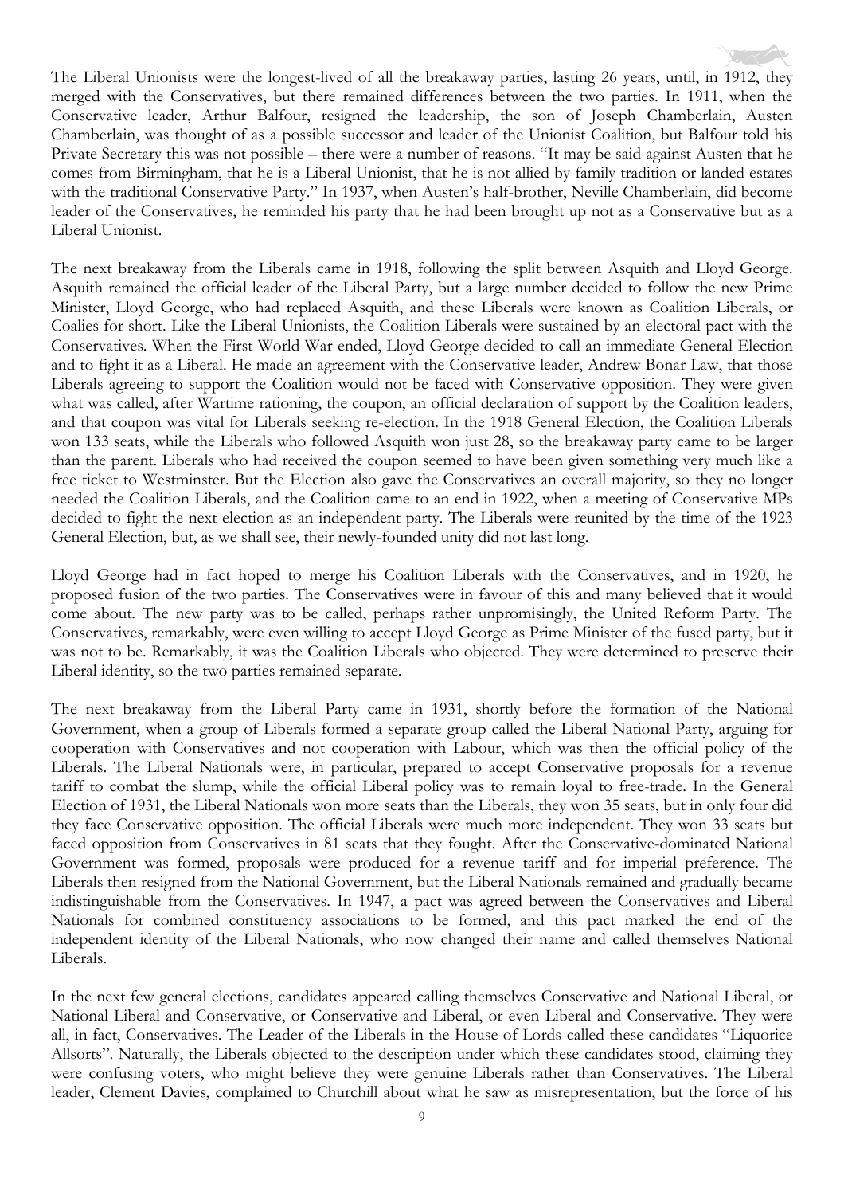The Liberal Unionists were the longest-lived of all the breakaway parties, lasting 26 years, until, in 1912, they merged with the Conservatives, but there remained differences between the two parties. In 1911, when the Conservative leader, Arthur Balfour, resigned the leadership, the son of Joseph Chamberlain, Austen Chamberlain, was thought of as a possible successor and leader of the Unionist Coalition, but Balfour told his Private Secretary this was not possible – there were a number of reasons. "It may be said against Austen that he comes from Birmingham, that he is a Liberal Unionist, that he is not allied by family tradition or landed estates with the traditional Conservative Party." In 1937, when Austen's half-brother, Neville Chamberlain, did become leader of the Conservatives, he reminded his party that he had been brought up not as a Conservative but as a Liberal Unionist.

The next breakaway from the Liberals came in 1918, following the split between Asquith and Lloyd George. Asquith remained the official leader of the Liberal Party, but a large number decided to follow the new Prime Minister, Lloyd George, who had replaced Asquith, and these Liberals were known as Coalition Liberals, or Coalies for short. Like the Liberal Unionists, the Coalition Liberals were sustained by an electoral pact with the Conservatives. When the First World War ended, Lloyd George decided to call an immediate General Election and to fight it as a Liberal. He made an agreement with the Conservative leader, Andrew Bonar Law, that those Liberals agreeing to support the Coalition would not be faced with Conservative opposition. They were given what was called, after Wartime rationing, the coupon, an official declaration of support by the Coalition leaders, and that coupon was vital for Liberals seeking re-election. In the 1918 General Election, the Coalition Liberals won 133 seats, while the Liberals who followed Asquith won just 28, so the breakaway party came to be larger than the parent. Liberals who had received the coupon seemed to have been given something very much like a free ticket to Westminster. But the Election also gave the Conservatives an overall majority, so they no longer needed the Coalition Liberals, and the Coalition came to an end in 1922, when a meeting of Conservative MPs decided to fight the next election as an independent party. The Liberals were reunited by the time of the 1923 General Election, but, as we shall see, their newly-founded unity did not last long.

Lloyd George had in fact hoped to merge his Coalition Liberals with the Conservatives, and in 1920, he proposed fusion of the two parties. The Conservatives were in favour of this and many believed that it would come about. The new party was to be called, perhaps rather unpromisingly, the United Reform Party. The Conservatives, remarkably, were even willing to accept Lloyd George as Prime Minister of the fused party, but it was not to be. Remarkably, it was the Coalition Liberals who objected. They were determined to preserve their Liberal identity, so the two parties remained separate.

The next breakaway from the Liberal Party came in 1931, shortly before the formation of the National Government, when a group of Liberals formed a separate group called the Liberal National Party, arguing for cooperation with Conservatives and not cooperation with Labour, which was then the official policy of the Liberals. The Liberal Nationals were, in particular, prepared to accept Conservative proposals for a revenue tariff to combat the slump, while the official Liberal policy was to remain loyal to free-trade. In the General Election of 1931, the Liberal Nationals won more seats than the Liberals, they won 35 seats, but in only four did they face Conservative opposition. The official Liberals were much more independent. They won 33 seats but faced opposition from Conservatives in 81 seats that they fought. After the Conservative-dominated National Government was formed, proposals were produced for a revenue tariff and for imperial preference. The Liberals then resigned from the National Government, but the Liberal Nationals remained and gradually became indistinguishable from the Conservatives. In 1947, a pact was agreed between the Conservatives and Liberal Nationals for combined constituency associations to be formed, and this pact marked the end of the independent identity of the Liberal Nationals, who now changed their name and called themselves National Liberals.

In the next few general elections, candidates appeared calling themselves Conservative and National Liberal, or National Liberal and Conservative, or Conservative and Liberal, or even Liberal and Conservative. They were all, in fact, Conservatives. The Leader of the Liberals in the House of Lords called these candidates "Liquorice Allsorts". Naturally, the Liberals objected to the description under which these candidates stood, claiming they were confusing voters, who might believe they were genuine Liberals rather than Conservatives. The Liberal leader, Clement Davies, complained to Churchill about what he saw as misrepresentation, but the force of his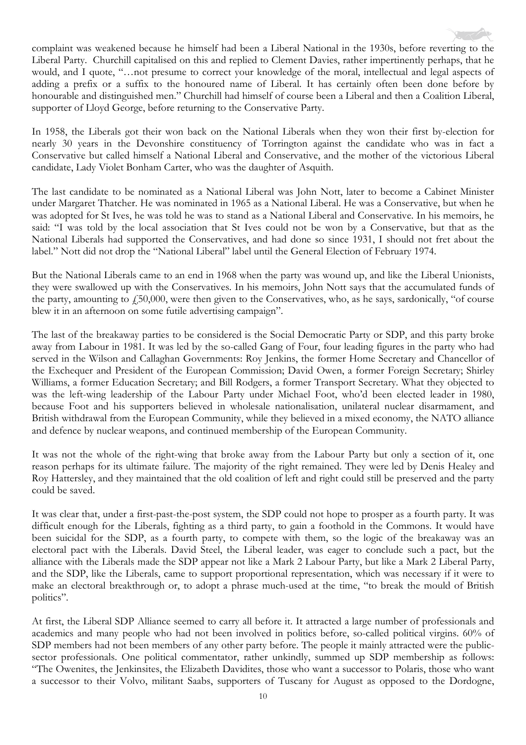complaint was weakened because he himself had been a Liberal National in the 1930s, before reverting to the Liberal Party. Churchill capitalised on this and replied to Clement Davies, rather impertinently perhaps, that he would, and I quote, "…not presume to correct your knowledge of the moral, intellectual and legal aspects of adding a prefix or a suffix to the honoured name of Liberal. It has certainly often been done before by honourable and distinguished men." Churchill had himself of course been a Liberal and then a Coalition Liberal, supporter of Lloyd George, before returning to the Conservative Party.

In 1958, the Liberals got their won back on the National Liberals when they won their first by-election for nearly 30 years in the Devonshire constituency of Torrington against the candidate who was in fact a Conservative but called himself a National Liberal and Conservative, and the mother of the victorious Liberal candidate, Lady Violet Bonham Carter, who was the daughter of Asquith.

The last candidate to be nominated as a National Liberal was John Nott, later to become a Cabinet Minister under Margaret Thatcher. He was nominated in 1965 as a National Liberal. He was a Conservative, but when he was adopted for St Ives, he was told he was to stand as a National Liberal and Conservative. In his memoirs, he said: "I was told by the local association that St Ives could not be won by a Conservative, but that as the National Liberals had supported the Conservatives, and had done so since 1931, I should not fret about the label." Nott did not drop the "National Liberal" label until the General Election of February 1974.

But the National Liberals came to an end in 1968 when the party was wound up, and like the Liberal Unionists, they were swallowed up with the Conservatives. In his memoirs, John Nott says that the accumulated funds of the party, amounting to £50,000, were then given to the Conservatives, who, as he says, sardonically, "of course blew it in an afternoon on some futile advertising campaign".

The last of the breakaway parties to be considered is the Social Democratic Party or SDP, and this party broke away from Labour in 1981. It was led by the so-called Gang of Four, four leading figures in the party who had served in the Wilson and Callaghan Governments: Roy Jenkins, the former Home Secretary and Chancellor of the Exchequer and President of the European Commission; David Owen, a former Foreign Secretary; Shirley Williams, a former Education Secretary; and Bill Rodgers, a former Transport Secretary. What they objected to was the left-wing leadership of the Labour Party under Michael Foot, who'd been elected leader in 1980, because Foot and his supporters believed in wholesale nationalisation, unilateral nuclear disarmament, and British withdrawal from the European Community, while they believed in a mixed economy, the NATO alliance and defence by nuclear weapons, and continued membership of the European Community.

It was not the whole of the right-wing that broke away from the Labour Party but only a section of it, one reason perhaps for its ultimate failure. The majority of the right remained. They were led by Denis Healey and Roy Hattersley, and they maintained that the old coalition of left and right could still be preserved and the party could be saved.

It was clear that, under a first-past-the-post system, the SDP could not hope to prosper as a fourth party. It was difficult enough for the Liberals, fighting as a third party, to gain a foothold in the Commons. It would have been suicidal for the SDP, as a fourth party, to compete with them, so the logic of the breakaway was an electoral pact with the Liberals. David Steel, the Liberal leader, was eager to conclude such a pact, but the alliance with the Liberals made the SDP appear not like a Mark 2 Labour Party, but like a Mark 2 Liberal Party, and the SDP, like the Liberals, came to support proportional representation, which was necessary if it were to make an electoral breakthrough or, to adopt a phrase much-used at the time, "to break the mould of British politics".

At first, the Liberal SDP Alliance seemed to carry all before it. It attracted a large number of professionals and academics and many people who had not been involved in politics before, so-called political virgins. 60% of SDP members had not been members of any other party before. The people it mainly attracted were the public-sector professionals. One political commentator, rather unkindly, summed up SDP membership as follows: "The Owenites, the Jenkinsites, the Elizabeth Davidites, those who want a successor to Polaris, those who want a successor to their Volvo, militant Saabs, supporters of Tuscany for August as opposed to the Dordogne,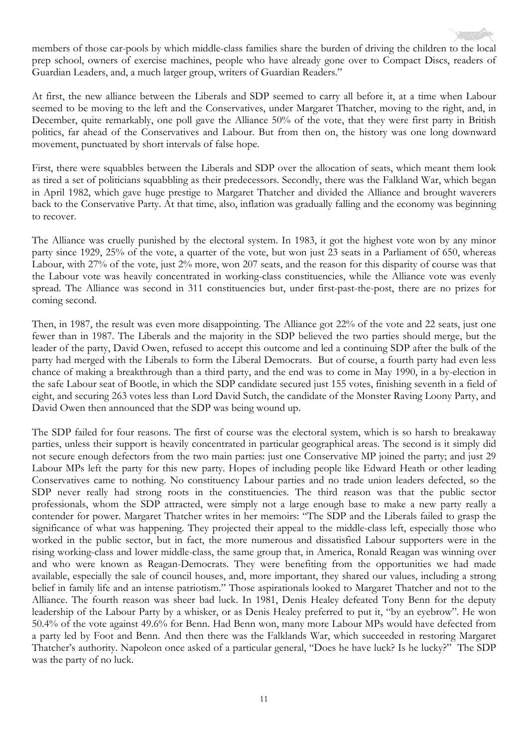members of those car-pools by which middle-class families share the burden of driving the children to the local prep school, owners of exercise machines, people who have already gone over to Compact Discs, readers of Guardian Leaders, and, a much larger group, writers of Guardian Readers."

At first, the new alliance between the Liberals and SDP seemed to carry all before it, at a time when Labour seemed to be moving to the left and the Conservatives, under Margaret Thatcher, moving to the right, and, in December, quite remarkably, one poll gave the Alliance 50% of the vote, that they were first party in British politics, far ahead of the Conservatives and Labour. But from then on, the history was one long downward movement, punctuated by short intervals of false hope.

First, there were squabbles between the Liberals and SDP over the allocation of seats, which meant them look as tired a set of politicians squabbling as their predecessors. Secondly, there was the Falkland War, which began in April 1982, which gave huge prestige to Margaret Thatcher and divided the Alliance and brought waverers back to the Conservative Party. At that time, also, inflation was gradually falling and the economy was beginning to recover.

The Alliance was cruelly punished by the electoral system. In 1983, it got the highest vote won by any minor party since 1929, 25% of the vote, a quarter of the vote, but won just 23 seats in a Parliament of 650, whereas Labour, with 27% of the vote, just 2% more, won 207 seats, and the reason for this disparity of course was that the Labour vote was heavily concentrated in working-class constituencies, while the Alliance vote was evenly spread. The Alliance was second in 311 constituencies but, under first-past-the-post, there are no prizes for coming second.

Then, in 1987, the result was even more disappointing. The Alliance got 22% of the vote and 22 seats, just one fewer than in 1987. The Liberals and the majority in the SDP believed the two parties should merge, but the leader of the party, David Owen, refused to accept this outcome and led a continuing SDP after the bulk of the party had merged with the Liberals to form the Liberal Democrats. But of course, a fourth party had even less chance of making a breakthrough than a third party, and the end was to come in May 1990, in a by-election in the safe Labour seat of Bootle, in which the SDP candidate secured just 155 votes, finishing seventh in a field of eight, and securing 263 votes less than Lord David Sutch, the candidate of the Monster Raving Loony Party, and David Owen then announced that the SDP was being wound up.

The SDP failed for four reasons. The first of course was the electoral system, which is so harsh to breakaway parties, unless their support is heavily concentrated in particular geographical areas. The second is it simply did not secure enough defectors from the two main parties: just one Conservative MP joined the party; and just 29 Labour MPs left the party for this new party. Hopes of including people like Edward Heath or other leading Conservatives came to nothing. No constituency Labour parties and no trade union leaders defected, so the SDP never really had strong roots in the constituencies. The third reason was that the public sector professionals, whom the SDP attracted, were simply not a large enough base to make a new party really a contender for power. Margaret Thatcher writes in her memoirs: "The SDP and the Liberals failed to grasp the significance of what was happening. They projected their appeal to the middle-class left, especially those who worked in the public sector, but in fact, the more numerous and dissatisfied Labour supporters were in the rising working-class and lower middle-class, the same group that, in America, Ronald Reagan was winning over and who were known as Reagan-Democrats. They were benefiting from the opportunities we had made available, especially the sale of council houses, and, more important, they shared our values, including a strong belief in family life and an intense patriotism." Those aspirationals looked to Margaret Thatcher and not to the Alliance. The fourth reason was sheer bad luck. In 1981, Denis Healey defeated Tony Benn for the deputy leadership of the Labour Party by a whisker, or as Denis Healey preferred to put it, "by an eyebrow". He won 50.4% of the vote against 49.6% for Benn. Had Benn won, many more Labour MPs would have defected from a party led by Foot and Benn. And then there was the Falklands War, which succeeded in restoring Margaret Thatcher's authority. Napoleon once asked of a particular general, "Does he have luck? Is he lucky?" The SDP was the party of no luck.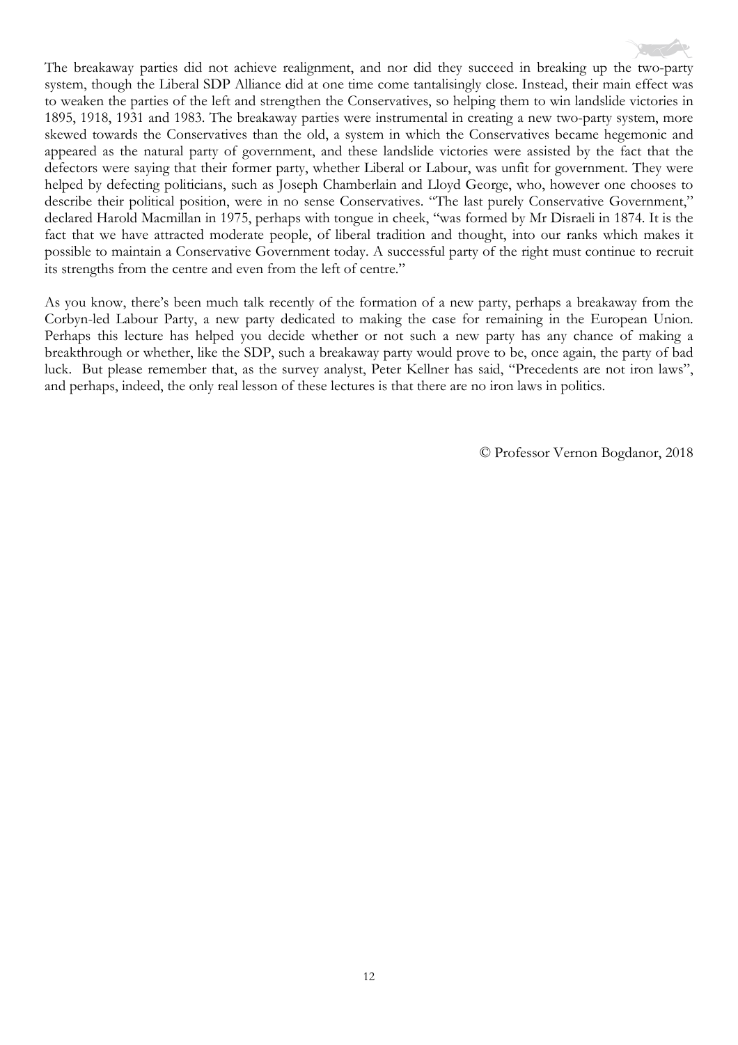The breakaway parties did not achieve realignment, and nor did they succeed in breaking up the two-party system, though the Liberal SDP Alliance did at one time come tantalisingly close. Instead, their main effect was to weaken the parties of the left and strengthen the Conservatives, so helping them to win landslide victories in 1895, 1918, 1931 and 1983. The breakaway parties were instrumental in creating a new two-party system, more skewed towards the Conservatives than the old, a system in which the Conservatives became hegemonic and appeared as the natural party of government, and these landslide victories were assisted by the fact that the defectors were saying that their former party, whether Liberal or Labour, was unfit for government. They were helped by defecting politicians, such as Joseph Chamberlain and Lloyd George, who, however one chooses to describe their political position, were in no sense Conservatives. "The last purely Conservative Government," declared Harold Macmillan in 1975, perhaps with tongue in cheek, "was formed by Mr Disraeli in 1874. It is the fact that we have attracted moderate people, of liberal tradition and thought, into our ranks which makes it possible to maintain a Conservative Government today. A successful party of the right must continue to recruit its strengths from the centre and even from the left of centre."

As you know, there's been much talk recently of the formation of a new party, perhaps a breakaway from the Corbyn-led Labour Party, a new party dedicated to making the case for remaining in the European Union. Perhaps this lecture has helped you decide whether or not such a new party has any chance of making a breakthrough or whether, like the SDP, such a breakaway party would prove to be, once again, the party of bad luck. But please remember that, as the survey analyst, Peter Kellner has said, "Precedents are not iron laws", and perhaps, indeed, the only real lesson of these lectures is that there are no iron laws in politics.

© Professor Vernon Bogdanor, 2018